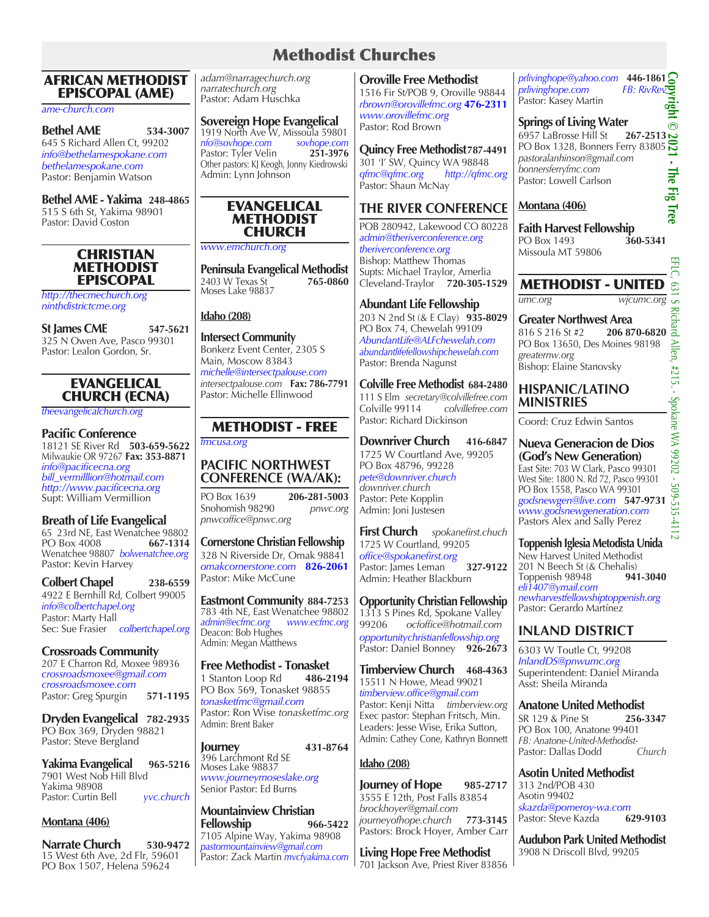# Methodist Churches

## AFRICAN METHODIST EPISCOPAL (AME)

*ame-church.com*

**Bethel AME** 534-3007
645 S Richard Allen Ct, 99202
*info@bethelamespokane.com*
*bethelamespokane.com*
Pastor: Benjamin Watson

**Bethel AME - Yakima** 248-4865
515 S 6th St, Yakima 98901
Pastor: David Coston

## CHRISTIAN METHODIST EPISCOPAL

*http://thecmechurch.org*
*ninthdistrictcme.org*

**St James CME** 547-5621
325 N Owen Ave, Pasco 99301
Pastor: Lealon Gordon, Sr.

## EVANGELICAL CHURCH (ECNA)

*theevangelicalchurch.org*

**Pacific Conference**
18121 SE River Rd 503-659-5622
Milwaukie OR 97267 **Fax: 353-8871**
*info@pacificecna.org*
*bill_vermilllion@hotmail.com*
*http://www.pacificecna.org*
Supt: William Vermillion

**Breath of Life Evangelical**
65 23rd NE, East Wenatchee 98802
PO Box 4008 **667-1314**
Wenatchee 98807 *bolwenatchee.org*
Pastor: Kevin Harvey

**Colbert Chapel** 238-6559
4922 E Bernhill Rd, Colbert 99005
*info@colbertchapel.org*
Pastor: Marty Hall
Sec: Sue Frasier *colbertchapel.org*

**Crossroads Community**
207 E Charron Rd, Moxee 98936
*crossroadsmoxee@gmail.com*
*crossroadsmoxee.com*
Pastor: Greg Spurgin **571-1195**

**Dryden Evangelical** 782-2935
PO Box 369, Dryden 98821
Pastor: Steve Bergland

**Yakima Evangelical** 965-5216
7901 West Nob Hill Blvd
Yakima 98908
Pastor: Curtin Bell *yvc.church*

**Montana (406)**

**Narrate Church** 530-9472
15 West 6th Ave, 2d Flr, 59601
PO Box 1507, Helena 59624
*adam@narragechurch.org*
*narratechurch.org*
Pastor: Adam Huschka

**Sovereign Hope Evangelical**
1919 North Ave W, Missoula 59801
*nfo@sovhope.com* *sovhope.com*
Pastor: Tyler Velin **251-3976**
Other pastors: KJ Keogh, Jonny Kiedrowski
Admin: Lynn Johnson

## EVANGELICAL METHODIST CHURCH

*www.emchurch.org*

**Peninsula Evangelical Methodist**
2403 W Texas St **765-0860**
Moses Lake 98837

**Idaho (208)**

**Intersect Community**
Bonkerz Event Center, 2305 S Main, Moscow 83843
*michelle@intersectpalouse.com*
*intersectpalouse.com* **Fax: 786-7791**
Pastor: Michelle Ellinwood

## METHODIST - FREE

*fmcusa.org*

### PACIFIC NORTHWEST CONFERENCE (WA/AK):

PO Box 1639 **206-281-5003**
Snohomish 98290 *pnwc.org*
*pnwcoffice@pnwc.org*

**Cornerstone Christian Fellowship**
328 N Riverside Dr, Omak 98841
*omakcornerstone.com* **826-2061**
Pastor: Mike McCune

**Eastmont Community** 884-7253
783 4th NE, East Wenatchee 98802
*admin@ecfmc.org* *www.ecfmc.org*
Deacon: Bob Hughes
Admin: Megan Matthews

**Free Methodist - Tonasket**
1 Stanton Loop Rd **486-2194**
PO Box 569, Tonasket 98855
*tonasketfmc@gmail.com*
Pastor: Ron Wise *tonasketfmc.org*
Admin: Brent Baker

**Journey** 431-8764
396 Larchmont Rd SE
Moses Lake 98837
*www.journeymoseslake.org*
Senior Pastor: Ed Burns

**Mountainview Christian Fellowship** 966-5422
7105 Alpine Way, Yakima 98908
*pastormountainview@gmail.com*
Pastor: Zack Martin *mvcfyakima.com*

**Oroville Free Methodist**
1516 Fir St/POB 9, Oroville 98844
*rbrown@orovillefmc.org* **476-2311**
*www.orovillefmc.org*
Pastor: Rod Brown

**Quincy Free Methodist** 787-4491
301 'I' SW, Quincy WA 98848
*qfmc@qfmc.org* *http://qfmc.org*
Pastor: Shaun McNay

### THE RIVER CONFERENCE

POB 280942, Lakewood CO 80228
*admin@theriverconference.org*
*theriverconference.org*
Bishop: Matthew Thomas
Supts: Michael Traylor, Amerlia Cleveland-Traylor **720-305-1529**

**Abundant Life Fellowship**
203 N 2nd St (& E Clay) **935-8029**
PO Box 74, Chewelah 99109
*AbundantLife@ALFchewelah.com*
*abundantlifefellowshipchewelah.com*
Pastor: Brenda Nagunst

**Colville Free Methodist** 684-2480
111 S Elm *secretary@colvillefree.com*
Colville 99114 *colvillefree.com*
Pastor: Richard Dickinson

**Downriver Church** 416-6847
1725 W Courtland Ave, 99205
PO Box 48796, 99228
*pete@downriver.church*
*downriver.church*
Pastor: Pete Kopplin
Admin: Joni Justesen

**First Church** *spokanefirst.chuch*
1725 W Courtland, 99205
*office@spokanefirst.org*
Pastor: James Leman **327-9122**
Admin: Heather Blackburn

**Opportunity Christian Fellowship**
1313 S Pines Rd, Spokane Valley 99206 *ocfoffice@hotmail.com*
*opportunitychristianfellowship.org*
Pastor: Daniel Bonney **926-2673**

**Timberview Church** 468-4363
15511 N Howe, Mead 99021
*timberview.office@gmail.com*
Pastor: Kenji Nitta *timberview.org*
Exec pastor: Stephan Fritsch, Min.
Leaders: Jesse Wise, Erika Sutton,
Admin: Cathey Cone, Kathryn Bonnett

**Idaho (208)**

**Journey of Hope** 985-2717
3555 E 12th, Post Falls 83854
*brockhoyer@gmail.com*
*journeyofhope.church* **773-3145**
Pastors: Brock Hoyer, Amber Carr

**Living Hope Free Methodist**
701 Jackson Ave, Priest River 83856
*prlivinghope@yahoo.com* **446-1861**
*prlivinghope.com* *FB: RivRev*
Pastor: Kasey Martin

**Springs of Living Water**
6957 LaBrosse Hill St **267-2513**
PO Box 1328, Bonners Ferry 83805
*pastoralanhinson@gmail.com*
*bonnersferryfmc.com*
Pastor: Lowell Carlson

**Montana (406)**

**Faith Harvest Fellowship**
PO Box 1493 **360-5341**
Missoula MT 59806

## METHODIST - UNITED

*umc.org* *wjcumc.org*

**Greater Northwest Area**
816 S 216 St #2 **206 870-6820**
PO Box 13650, Des Moines 98198
*greaternw.org*
Bishop: Elaine Stanovsky

### HISPANIC/LATINO MINISTRIES

Coord: Cruz Edwin Santos

**Nueva Generacion de Dios (God's New Generation)**
East Site: 703 W Clark, Pasco 99301
West Site: 1800 N. Rd 72, Pasco 99301
PO Box 1558, Pasco WA 99301
*godsnewgen@live.com* **547-9731**
*www.godsnewgeneration.com*
Pastors Alex and Sally Perez

**Toppenish Iglesia Metodista Unida**
New Harvest United Methodist
201 N Beech St (& Chehalis)
Toppenish 98948 **941-3040**
*eli1407@ymail.com*
*newharvestfellowshiptoppenish.org*
Pastor: Gerardo Martínez

### INLAND DISTRICT

6303 W Toutle Ct, 99208
*InlandDS@pnwumc.org*
Superintendent: Daniel Miranda
Asst: Sheila Miranda

**Anatone United Methodist**
SR 129 & Pine St **256-3347**
PO Box 100, Anatone 99401
*FB: Anatone-United-Methodist-Church*
Pastor: Dallas Dodd

**Asotin United Methodist**
313 2nd/POB 430
Asotin 99402
*skazda@pomeroy-wa.com*
Pastor: Steve Kazda **629-9103**

**Audubon Park United Methodist**
3908 N Driscoll Blvd, 99205

Copyright © 2021 - The Fig Tree
EFLC, 631 S Richard Allen, #215 - Spokane WA 99202 - 509-535-4112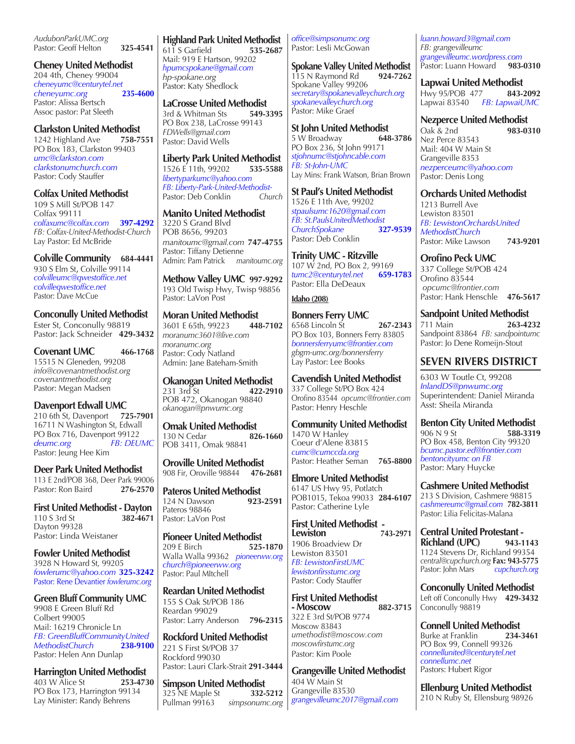*AudubonParkUMC.org*
Pastor: Geoff Helton **325-4541**

**Cheney United Methodist**
204 4th, Cheney 99004
*cheneyumc@centurytel.net*
*cheneyumc.org* **235-4600**
Pastor: Alissa Bertsch
Assoc pastor: Pat Sleeth

**Clarkston United Methodist**
1242 Highland Ave **758-7551**
PO Box 183, Clarkston 99403
*umc@clarkston.com*
*clarkstonumchurch.com*
Pastor: Cody Stauffer

**Colfax United Methodist**
109 S Mill St/POB 147
Colfax 99111
*colfaxumc@colfax.com* **397-4292**
*FB: Colfax-United-Methodist-Church*
Lay Pastor: Ed McBride

**Colville Community** **684-4441**
930 S Elm St, Colville 99114
*colvilleumc@qwestoffice.net*
*colvilleqwestoffice.net*
Pastor: Dave McCue

**Conconully United Methodist**
Ester St, Conconully 98819
Pastor: Jack Schneider **429-3432**

**Covenant UMC** **466-1768**
15515 N Gleneden, 99208
*info@covenantmethodist.org*
*covenantmethodist.org*
Pastor: Megan Madsen

**Davenport Edwall UMC**
210 6th St, Davenport **725-7901**
16711 N Washington St, Edwall
PO Box 716, Davenport 99122
*deumc.org* *FB: DEUMC*
Pastor: Jeung Hee Kim

**Deer Park United Methodist**
113 E 2nd/POB 368, Deer Park 99006
Pastor: Ron Baird **276-2570**

**First United Methodist - Dayton**
110 S 3rd St **382-4671**
Dayton 99328
Pastor: Linda Weistaner

**Fowler United Methodist**
3928 N Howard St, 99205
*fowlerumc@yahoo.com* **325-3242**
Pastor: Rene Devantier *fowlerumc.org*

**Green Bluff Community UMC**
9908 E Green Bluff Rd
Colbert 99005
Mail: 16219 Chronicle Ln
*FB: GreenBluffCommunityUnited MethodistChurch* **238-9100**
Pastor: Helen Ann Dunlap

**Harrington United Methodist**
403 W Alice St **253-4730**
PO Box 173, Harrington 99134
Lay Minister: Randy Behrens

**Highland Park United Methodist**
611 S Garfield **535-2687**
Mail: 919 E Hartson, 99202
*hpumcspokane@gmail.com*
*hp-spokane.org*
Pastor: Katy Shedlock

**LaCrosse United Methodist**
3rd & Whitman Sts **549-3395**
PO Box 238, LaCrosse 99143
*FDWells@gmail.com*
Pastor: David Wells

**Liberty Park United Methodist**
1526 E 11th, 99202 **535-5588**
*libertyparkumc@yahoo.com*
*FB: Liberty-Park-United-Methodist-Church*
Pastor: Deb Conklin

**Manito United Methodist**
3220 S Grand Blvd
POB 8656, 99203
*manitoumc@gmail.com* **747-4755**
Pastor: Tiffany Detienne
Admin: Pam Patrick *manitoumc.org*

**Methow Valley UMC** **997-9292**
193 Old Twisp Hwy, Twisp 98856
Pastor: LaVon Post

**Moran United Methodist**
3601 E 65th, 99223 **448-7102**
*moranumc3601@live.com*
*moranumc.org*
Pastor: Cody Natland
Admin: Jane Bateham-Smith

**Okanogan United Methodist**
231 3rd St **422-2910**
POB 472, Okanogan 98840
*okanogan@pnwumc.org*

**Omak United Methodist**
130 N Cedar **826-1660**
POB 3411, Omak 98841

**Oroville United Methodist**
908 Fir, Oroville 98844 **476-2681**

**Pateros United Methodist**
124 N Dawson **923-2591**
Pateros 98846
Pastor: LaVon Post

**Pioneer United Methodist**
209 E Birch **525-1870**
Walla Walla 99362 *pioneerww.org*
*church@pioneerww.org*
Pastor: Paul MItchell

**Reardan United Methodist**
155 S Oak St/POB 186
Reardan 99029
Pastor: Larry Anderson **796-2315**

**Rockford United Methodist**
221 S First St/POB 37
Rockford 99030
Pastor: Lauri Clark-Strait **291-3444**

**Simpson United Methodist**
325 NE Maple St **332-5212**
Pullman 99163 *simpsonumc.org*
*office@simpsonumc.org*
Pastor: Lesli McGowan

**Spokane Valley United Methodist**
115 N Raymond Rd **924-7262**
Spokane Valley 99206
*secretary@spokanevalleychurch.org*
*spokanevalleychurch.org*
Pastor: Mike Graef

**St John United Methodist**
5 W Broadway **648-3786**
PO Box 236, St John 99171
*stjohnumc@stjohncable.com*
*FB: St-John-UMC*
Lay Mins: Frank Watson, Brian Brown

**St Paul's United Methodist**
1526 E 11th Ave, 99202
*stpaulsumc1620@gmail.com*
*FB: St.PaulsUnitedMethodist ChurchSpokane* **327-9539**
Pastor: Deb Conklin

**Trinity UMC - Ritzville**
107 W 2nd, PO Box 2, 99169
*tumc2@centurytel.net* **659-1783**
Pastor: Ella DeDeaux

**Idaho (208)**

**Bonners Ferry UMC**
6568 Lincoln St **267-2343**
PO Box 103, Bonners Ferry 83805
*bonnersferryumc@frontier.com*
*gbgm-umc.org/bonnersferry*
Lay Pastor: Lee Books

**Cavendish United Methodist**
337 College St/PO Box 424
Orofino 83544 *opcumc@frontier.com*
Pastor: Henry Heschle

**Community United Methodist**
1470 W Hanley
Coeur d'Alene 83815
*cumc@cumccda.org*
Pastor: Heather Seman **765-8800**

**Elmore United Methodist**
6147 US Hwy 95, Potlatch
POB1015, Tekoa 99033 **284-6107**
Pastor: Catherine Lyle

**First United Methodist - Lewiston** **743-2971**
1906 Broadview Dr
Lewiston 83501
*FB: LewistonFirstUMC*
*lewistonfirsstumc.org*
Pastor: Cody Stauffer

**First United Methodist - Moscow** **882-3715**
322 E 3rd St/POB 9774
Moscow 83843
*umethodist@moscow.com*
*moscowfirstumc.org*
Pastor: Kim Poole

**Grangeville United Methodist**
404 W Main St
Grangeville 83530
*grangevilleumc2017@gmail.com*
*luann.howard3@gmail.com*
*FB: grangevilleumc*
*grangevilleumc.wordpress.com*
Pastor: Luann Howard **983-0310**

**Lapwai United Methodist**
Hwy 95/POB 477 **843-2092**
Lapwai 83540 *FB: LapwaiUMC*

**Nezperce United Methodist**
Oak & 2nd **983-0310**
Nez Perce 83543
Mail: 404 W Main St
Grangeville 8353
*nezperceumc@yahoo.com*
Pastor: Denis Long

**Orchards United Methodist**
1213 Burrell Ave
Lewiston 83501
*FB: LewistonOrchardsUnited MethodistChurch*
Pastor: Mike Lawson **743-9201**

**Orofino Peck UMC**
337 College St/POB 424
Orofino 83544
*opcumc@frontier.com*
Pastor: Hank Henschle **476-5617**

**Sandpoint United Methodist**
711 Main **263-4232**
Sandpoint 83864 *FB: sandpointumc*
Pastor: Jo Dene Romeijn-Stout

## SEVEN RIVERS DISTRICT

6303 W Toutle Ct, 99208
*InlandDS@pnwumc.org*
Superintendent: Daniel Miranda
Asst: Sheila Miranda

**Benton City United Methodist**
906 N 9 St **588-3319**
PO Box 458, Benton City 99320
*bcumc.pastor.ed@frontier.com*
*bentoncityumc on FB*
Pastor: Mary Huycke

**Cashmere United Methodist**
213 S Division, Cashmere 98815
*cashmereumc@gmail.com* **782-3811**
Pastor: Lilia Felicitas-Malana

**Central United Protestant - Richland (UPC)** **943-1143**
1124 Stevens Dr, Richland 99354
*central@cupchurch.org* **Fax: 943-5775**
Pastor: John Mars *cupchurch.org*

**Conconully United Methodist**
Left off Conconully Hwy **429-3432**
Conconully 98819

**Connell United Methodist**
Burke at Franklin **234-3461**
PO Box 99, Connell 99326
*connellunited@centurytel.net*
*connellumc.net*
Pastors: Hubert Rigor

**Ellenburg United Methodist**
210 N Ruby St, Ellensburg 98926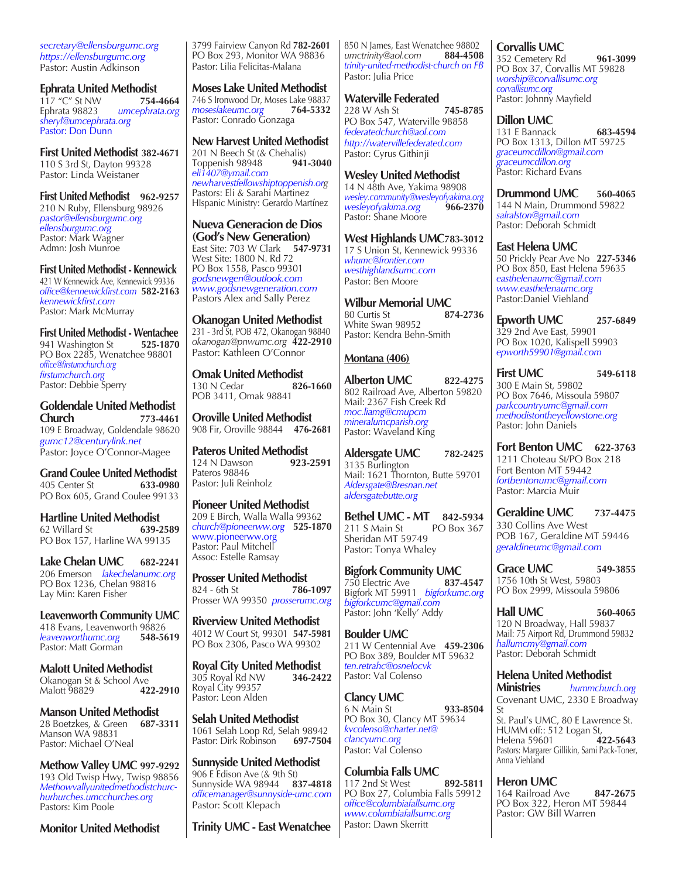secretary@ellensburgumc.org
https://ellensburgumc.org
Pastor: Austin Adkinson

**Ephrata United Methodist**
117 "C" St NW **754-4664**
Ephrata 98823 *umcephrata.org*
*sheryl@umcephrata.org*
Pastor: Don Dunn

**First United Methodist 382-4671**
110 S 3rd St, Dayton 99328
Pastor: Linda Weistaner

**First United Methodist 962-9257**
210 N Ruby, Ellensburg 98926
*pastor@ellensburgumc.org*
*ellensburgumc.org*
Pastor: Mark Wagner
Admn: Josh Munroe

**First United Methodist - Kennewick**
421 W Kennewick Ave, Kennewick 99336
*office@kennewickfirst.com* **582-2163**
*kennewickfirst.com*
Pastor: Mark McMurray

**First United Methodist - Wentachee**
941 Washington St **525-1870**
PO Box 2285, Wenatchee 98801
*office@firstumchurch.org*
*firstumchurch.org*
Pastor: Debbie Sperry

**Goldendale United Methodist Church 773-4461**
109 E Broadway, Goldendale 98620
*gumc12@centurylink.net*
Pastor: Joyce O'Connor-Magee

**Grand Coulee United Methodist**
405 Center St **633-0980**
PO Box 605, Grand Coulee 99133

**Hartline United Methodist**
62 Willard St **639-2589**
PO Box 157, Harline WA 99135

**Lake Chelan UMC 682-2241**
206 Emerson *lakechelanumc.org*
PO Box 1236, Chelan 98816
Lay Min: Karen Fisher

**Leavenworth Community UMC**
418 Evans, Leavenworth 98826
*leavenworthumc.org* **548-5619**
Pastor: Matt Gorman

**Malott United Methodist**
Okanogan St & School Ave
Malott 98829 **422-2910**

**Manson United Methodist**
28 Boetzkes, & Green **687-3311**
Manson WA 98831
Pastor: Michael O'Neal

**Methow Valley UMC 997-9292**
193 Old Twisp Hwy, Twisp 98856
*Methowvallyunitedmethodistchurc-hurhurches.umcchurches.org*
Pastors: Kim Poole

**Monitor United Methodist**
3799 Fairview Canyon Rd **782-2601**
PO Box 293, Monitor WA 98836
Pastor: Lilia Felicitas-Malana

**Moses Lake United Methodist**
746 S Ironwood Dr, Moses Lake 98837
*moseslakeumc.org* **764-5332**
Pastor: Conrado Gonzaga

**New Harvest United Methodist**
201 N Beech St (& Chehalis)
Toppenish 98948 **941-3040**
*eli1407@ymail.com*
*newharvestfellowshiptoppenish.org*
Pastors: Eli & Sarahi Martinez
HIspanic Ministry: Gerardo Martínez

**Nueva Generacion de Dios (God's New Generation)**
East Site: 703 W Clark **547-9731**
West Site: 1800 N. Rd 72
PO Box 1558, Pasco 99301
*godsnewgen@outlook.com*
*www.godsnewgeneration.com*
Pastors Alex and Sally Perez

**Okanogan United Methodist**
231 - 3rd St, POB 472, Okanogan 98840
*okanogan@pnwumc.org* **422-2910**
Pastor: Kathleen O'Connor

**Omak United Methodist**
130 N Cedar **826-1660**
POB 3411, Omak 98841

**Oroville United Methodist**
908 Fir, Oroville 98844 **476-2681**

**Pateros United Methodist**
124 N Dawson **923-2591**
Pateros 98846
Pastor: Juli Reinholz

**Pioneer United Methodist**
209 E Birch, Walla Walla 99362
*church@pioneerww.org* **525-1870**
*www.pioneerww.org*
Pastor: Paul Mitchell
Assoc: Estelle Ramsay

**Prosser United Methodist**
824 - 6th St **786-1097**
Prosser WA 99350 *prosserumc.org*

**Riverview United Methodist**
4012 W Court St, 99301 **547-5981**
PO Box 2306, Pasco WA 99302

**Royal City United Methodist**
305 Royal Rd NW **346-2422**
Royal City 99357
Pastor: Leon Alden

**Selah United Methodist**
1061 Selah Loop Rd, Selah 98942
Pastor: Dirk Robinson **697-7504**

**Sunnyside United Methodist**
906 E Edison Ave (& 9th St)
Sunnyside WA 98944 **837-4818**
*officemanager@sunnyside-umc.com*
Pastor: Scott Klepach

**Trinity UMC - East Wenatchee**
850 N James, East Wenatchee 98802
*umctrinity@aol.com* **884-4508**
*trinity-united-methodist-church on FB*
Pastor: Julia Price

**Waterville Federated**
228 W Ash St **745-8785**
PO Box 547, Waterville 98858
*federatedchurch@aol.com*
*http://watervillefederated.com*
Pastor: Cyrus Githinji

**Wesley United Methodist**
14 N 48th Ave, Yakima 98908
*wesley.community@wesleyofyakima.org*
*wesleyofyakima.org* **966-2370**
Pastor: Shane Moore

**West Highlands UMC 783-3012**
17 S Union St, Kennewick 99336
*whumc@frontier.com*
*westhighlandsumc.com*
Pastor: Ben Moore

**Wilbur Memorial UMC**
80 Curtis St **874-2736**
White Swan 98952
Pastor: Kendra Behn-Smith

## Montana (406)

**Alberton UMC 822-4275**
802 Railroad Ave, Alberton 59820
Mail: 2367 Fish Creek Rd
*moc.liamg@cmupcm*
*mineralumcparish.org*
Pastor: Waveland King

**Aldersgate UMC 782-2425**
3135 Burlington
Mail: 1621 Thornton, Butte 59701
*Aldersgate@Bresnan.net*
*aldersgatebutte.org*

**Bethel UMC - MT 842-5934**
211 S Main St PO Box 367
Sheridan MT 59749
Pastor: Tonya Whaley

**Bigfork Community UMC**
750 Electric Ave **837-4547**
Bigfork MT 59911 *bigforkumc.org*
*bigforkcumc@gmail.com*
Pastor: John 'Kelly' Addy

**Boulder UMC**
211 W Centennial Ave **459-2306**
PO Box 389, Boulder MT 59632
*ten.retrahc@osnelocvk*
Pastor: Val Colenso

**Clancy UMC**
6 N Main St **933-8504**
PO Box 30, Clancy MT 59634
*kvcolenso@charter.net@*
*clancyumc.org*
Pastor: Val Colenso

**Columbia Falls UMC**
117 2nd St West **892-5811**
PO Box 27, Columbia Falls 59912
*office@columbiafallsumc.org*
*www.columbiafallsumc.org*
Pastor: Dawn Skerritt

**Corvallis UMC**
352 Cemetery Rd **961-3099**
PO Box 37, Corvallis MT 59828
*worship@corvallisumc.org*
*corvallisumc.org*
Pastor: Johnny Mayfield

**Dillon UMC**
131 E Bannack **683-4594**
PO Box 1313, Dillon MT 59725
*graceumcdillon@gmail.com*
*graceumcdillon.org*
Pastor: Richard Evans

**Drummond UMC 560-4065**
144 N Main, Drummond 59822
*salralston@gmail.com*
Pastor: Deborah Schmidt

**East Helena UMC**
50 Prickly Pear Ave No **227-5346**
PO Box 850, East Helena 59635
*easthelenaumc@gmail.com*
*www.easthelenaumc.org*
Pastor:Daniel Viehland

**Epworth UMC 257-6849**
329 2nd Ave East, 59901
PO Box 1020, Kalispell 59903
*epworth59901@gmail.com*

**First UMC 549-6118**
300 E Main St, 59802
PO Box 7646, Missoula 59807
*parkcountryumc@gmail.com*
*methodistontheyellowstone.org*
Pastor: John Daniels

**Fort Benton UMC 622-3763**
1211 Choteau St/PO Box 218
Fort Benton MT 59442
*fortbentonumc@gmail.com*
Pastor: Marcia Muir

**Geraldine UMC 737-4475**
330 Collins Ave West
POB 167, Geraldine MT 59446
*geraldineumc@gmail.com*

**Grace UMC 549-3855**
1756 10th St West, 59803
PO Box 2999, Missoula 59806

**Hall UMC 560-4065**
120 N Broadway, Hall 59837
Mail: 75 Airport Rd, Drummond 59832
*hallumcmy@gmail.com*
Pastor: Deborah Schmidt

**Helena United Methodist Ministries** *hummchurch.org*
Covenant UMC, 2330 E Broadway St
St. Paul's UMC, 80 E Lawrence St.
HUMM off:: 512 Logan St,
Helena 59601 **422-5643**
Pastors: Margarer Gillikin, Sami Pack-Toner, Anna Viehland

**Heron UMC**
164 Railroad Ave **847-2675**
PO Box 322, Heron MT 59844
Pastor: GW Bill Warren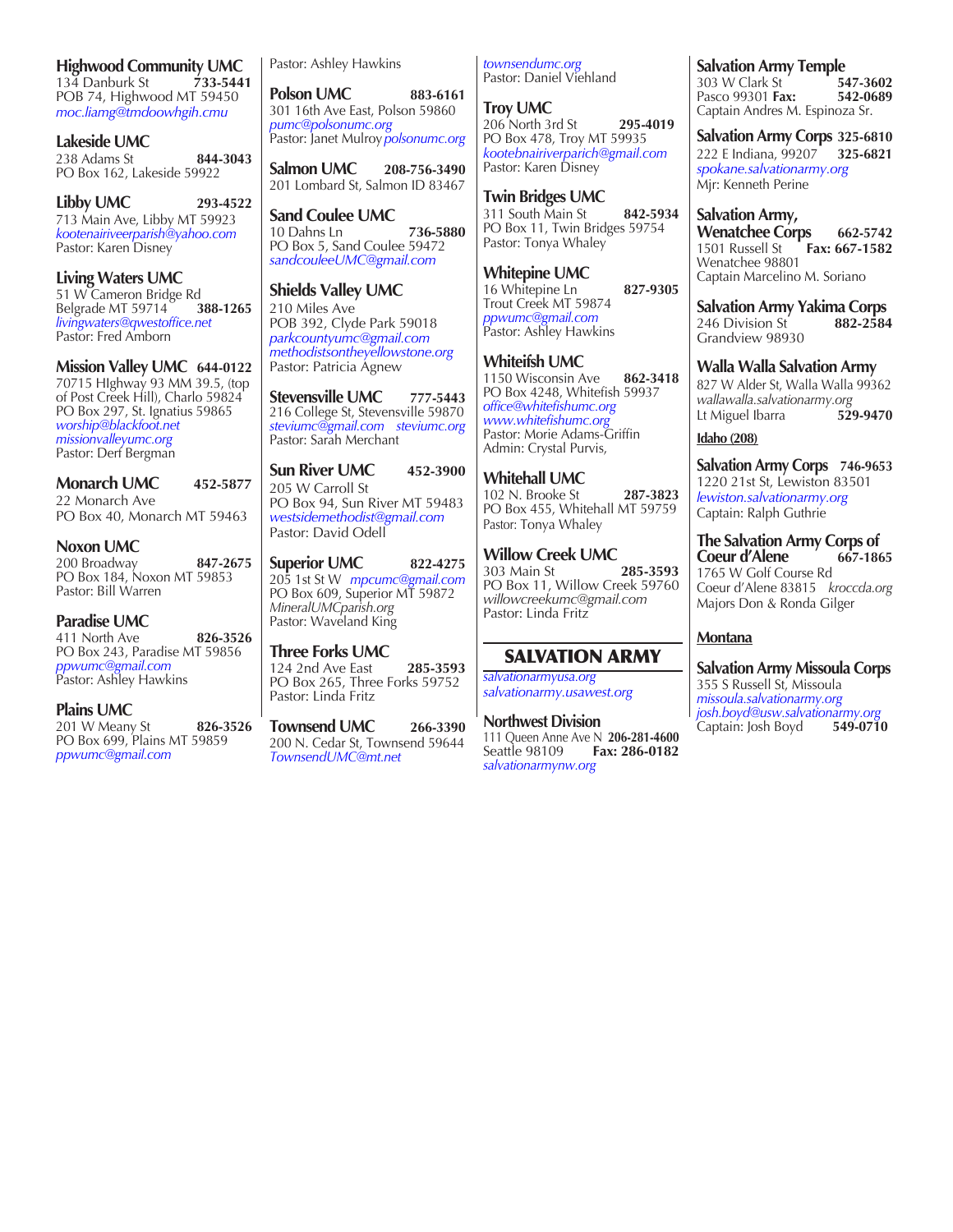**Highwood Community UMC**
134 Danburk St **733-5441**
POB 74, Highwood MT 59450
*moc.liamg@tmdoowhgih.cmu*

**Lakeside UMC**
238 Adams St **844-3043**
PO Box 162, Lakeside 59922

**Libby UMC** **293-4522**
713 Main Ave, Libby MT 59923
*kootenairiveerparish@yahoo.com*
Pastor: Karen Disney

**Living Waters UMC**
51 W Cameron Bridge Rd
Belgrade MT 59714 **388-1265**
*livingwaters@qwestoffice.net*
Pastor: Fred Amborn

**Mission Valley UMC** **644-0122**
70715 HIghway 93 MM 39.5, (top of Post Creek Hill), Charlo 59824
PO Box 297, St. Ignatius 59865
*worship@blackfoot.net*
*missionvalleyumc.org*
Pastor: Derf Bergman

**Monarch UMC** **452-5877**
22 Monarch Ave
PO Box 40, Monarch MT 59463

**Noxon UMC**
200 Broadway **847-2675**
PO Box 184, Noxon MT 59853
Pastor: Bill Warren

**Paradise UMC**
411 North Ave **826-3526**
PO Box 243, Paradise MT 59856
*ppwumc@gmail.com*
Pastor: Ashley Hawkins

**Plains UMC**
201 W Meany St **826-3526**
PO Box 699, Plains MT 59859
*ppwumc@gmail.com*
Pastor: Ashley Hawkins

**Polson UMC** **883-6161**
301 16th Ave East, Polson 59860
*pumc@polsonumc.org*
Pastor: Janet Mulroy *polsonumc.org*

**Salmon UMC** **208-756-3490**
201 Lombard St, Salmon ID 83467

**Sand Coulee UMC**
10 Dahns Ln **736-5880**
PO Box 5, Sand Coulee 59472
*sandcouleeUMC@gmail.com*

**Shields Valley UMC**
210 Miles Ave
POB 392, Clyde Park 59018
*parkcountyumc@gmail.com*
*methodistsontheyellowstone.org*
Pastor: Patricia Agnew

**Stevensville UMC** **777-5443**
216 College St, Stevensville 59870
*steviumc@gmail.com* *steviumc.org*
Pastor: Sarah Merchant

**Sun River UMC** **452-3900**
205 W Carroll St
PO Box 94, Sun River MT 59483
*westsidemethodist@gmail.com*
Pastor: David Odell

**Superior UMC** **822-4275**
205 1st St W *mpcumc@gmail.com*
PO Box 609, Superior MT 59872
*MineralUMCparish.org*
Pastor: Waveland King

**Three Forks UMC**
124 2nd Ave East **285-3593**
PO Box 265, Three Forks 59752
Pastor: Linda Fritz

**Townsend UMC** **266-3390**
200 N. Cedar St, Townsend 59644
*TownsendUMC@mt.net*
*townsendumc.org*
Pastor: Daniel Viehland

**Troy UMC**
206 North 3rd St **295-4019**
PO Box 478, Troy MT 59935
*kootebnairiverparich@gmail.com*
Pastor: Karen Disney

**Twin Bridges UMC**
311 South Main St **842-5934**
PO Box 11, Twin Bridges 59754
Pastor: Tonya Whaley

**Whitepine UMC**
16 Whitepine Ln **827-9305**
Trout Creek MT 59874
*ppwumc@gmail.com*
Pastor: Ashley Hawkins

**Whiteifsh UMC**
1150 Wisconsin Ave **862-3418**
PO Box 4248, Whitefish 59937
*office@whitefishumc.org*
*www.whitefishumc.org*
Pastor: Morie Adams-Griffin
Admin: Crystal Purvis,

**Whitehall UMC**
102 N. Brooke St **287-3823**
PO Box 455, Whitehall MT 59759
Pastor: Tonya Whaley

**Willow Creek UMC**
303 Main St **285-3593**
PO Box 11, Willow Creek 59760
*willowcreekumc@gmail.com*
Pastor: Linda Fritz

## SALVATION ARMY

*salvationarmyusa.org*
*salvationarmy.usawest.org*

**Northwest Division**
111 Queen Anne Ave N **206-281-4600**
Seattle 98109 **Fax: 286-0182**
*salvationarmynw.org*

**Salvation Army Temple**
303 W Clark St **547-3602**
Pasco 99301 **Fax:** **542-0689**
Captain Andres M. Espinoza Sr.

**Salvation Army Corps** **325-6810**
222 E Indiana, 99207 **325-6821**
*spokane.salvationarmy.org*
Mjr: Kenneth Perine

**Salvation Army, Wenatchee Corps** **662-5742**
1501 Russell St **Fax: 667-1582**
Wenatchee 98801
Captain Marcelino M. Soriano

**Salvation Army Yakima Corps**
246 Division St **882-2584**
Grandview 98930

**Walla Walla Salvation Army**
827 W Alder St, Walla Walla 99362
*wallawalla.salvationarmy.org*
Lt Miguel Ibarra **529-9470**

**Idaho (208)**

**Salvation Army Corps** **746-9653**
1220 21st St, Lewiston 83501
*lewiston.salvationarmy.org*
Captain: Ralph Guthrie

**The Salvation Army Corps of Coeur d'Alene** **667-1865**
1765 W Golf Course Rd
Coeur d'Alene 83815 *kroccda.org*
Majors Don & Ronda Gilger

**Montana**

**Salvation Army Missoula Corps**
355 S Russell St, Missoula
*missoula.salvationarmy.org*
*josh.boyd@usw.salvationarmy.org*
Captain: Josh Boyd **549-0710**